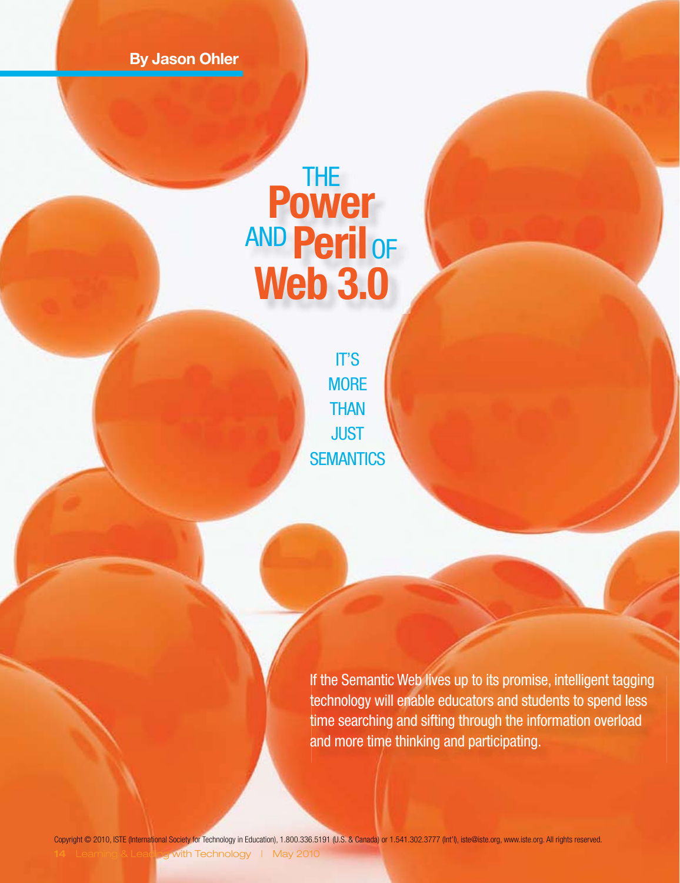By Jason Ohler

# THE Power AND Peril OF Web 3.0

## IT'S MORE THAN JUST SEMANTICS

If the Semantic Web lives up to its promise, intelligent tagging technology will enable educators and students to spend less time searching and sifting through the information overload and more time thinking and participating.

Copyright © 2010, ISTE (International Society for Technology in Education), 1.800.336.5191 (U.S. & Canada) or 1.541.302.3777 (Int'l), iste@iste.org, www.iste.org. All rights reserved.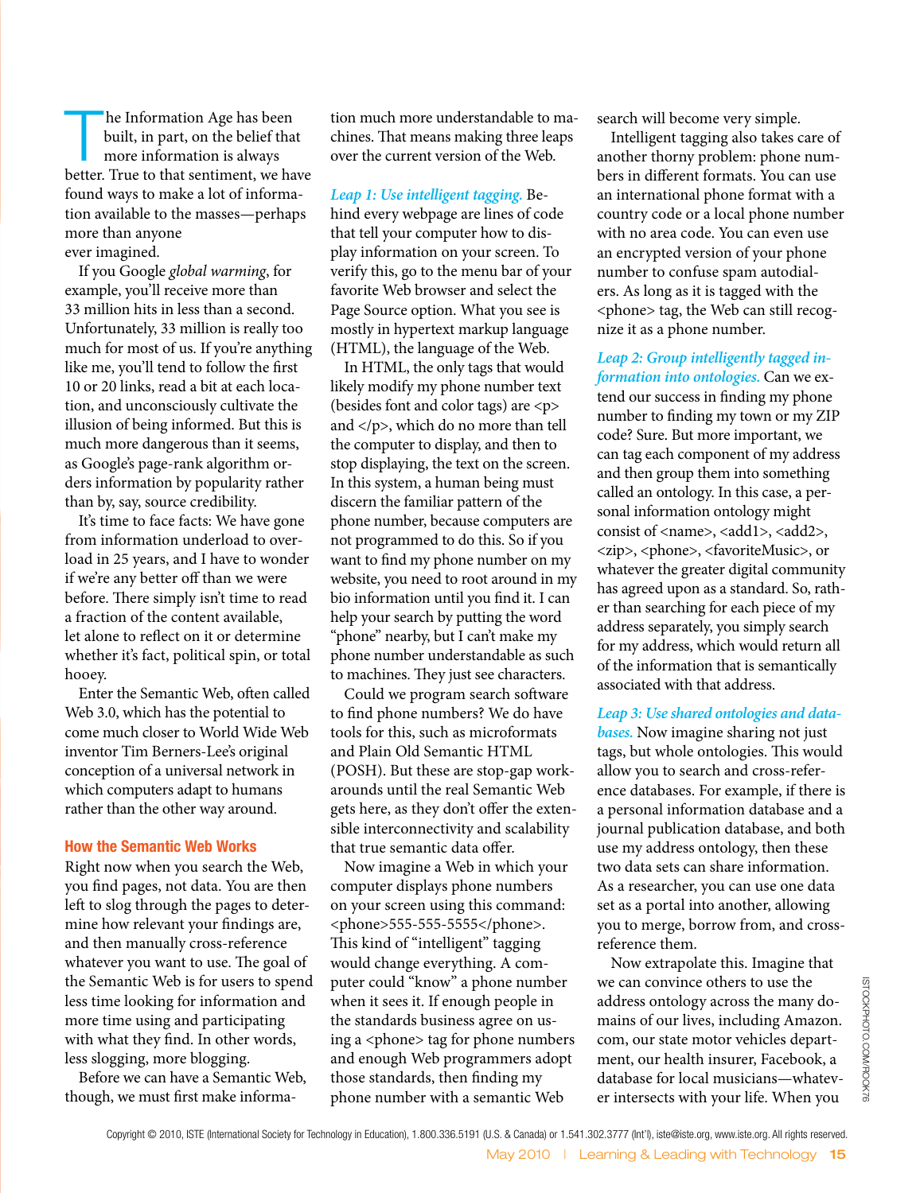The Information Age has been built, in part, on the belief that more information is always better. True to that sentiment, we have found ways to make a lot of information available to the masses—perhaps more than anyone ever imagined.

If you Google *global warming*, for example, you'll receive more than 33 million hits in less than a second. Unfortunately, 33 million is really too much for most of us. If you're anything like me, you'll tend to follow the first 10 or 20 links, read a bit at each location, and unconsciously cultivate the illusion of being informed. But this is much more dangerous than it seems, as Google's page-rank algorithm orders information by popularity rather than by, say, source credibility.

It's time to face facts: We have gone from information underload to overload in 25 years, and I have to wonder if we're any better off than we were before. There simply isn't time to read a fraction of the content available, let alone to reflect on it or determine whether it's fact, political spin, or total hooey.

Enter the Semantic Web, often called Web 3.0, which has the potential to come much closer to World Wide Web inventor Tim Berners-Lee's original conception of a universal network in which computers adapt to humans rather than the other way around.

## How the Semantic Web Works

Right now when you search the Web, you find pages, not data. You are then left to slog through the pages to determine how relevant your findings are, and then manually cross-reference whatever you want to use. The goal of the Semantic Web is for users to spend less time looking for information and more time using and participating with what they find. In other words, less slogging, more blogging.

Before we can have a Semantic Web, though, we must first make information much more understandable to machines. That means making three leaps over the current version of the Web.

*Leap 1: Use intelligent tagging.* Behind every webpage are lines of code that tell your computer how to display information on your screen. To verify this, go to the menu bar of your favorite Web browser and select the Page Source option. What you see is mostly in hypertext markup language (HTML), the language of the Web.

In HTML, the only tags that would likely modify my phone number text (besides font and color tags) are <p> and </p>, which do no more than tell the computer to display, and then to stop displaying, the text on the screen. In this system, a human being must discern the familiar pattern of the phone number, because computers are not programmed to do this. So if you want to find my phone number on my website, you need to root around in my bio information until you find it. I can help your search by putting the word "phone" nearby, but I can't make my phone number understandable as such to machines. They just see characters.

Could we program search software to find phone numbers? We do have tools for this, such as microformats and Plain Old Semantic HTML (POSH). But these are stop-gap workarounds until the real Semantic Web gets here, as they don't offer the extensible interconnectivity and scalability that true semantic data offer.

Now imagine a Web in which your computer displays phone numbers on your screen using this command: <phone>555-555-5555</phone>. This kind of "intelligent" tagging would change everything. A computer could "know" a phone number when it sees it. If enough people in the standards business agree on using a <phone> tag for phone numbers and enough Web programmers adopt those standards, then finding my phone number with a semantic Web search will become very simple.

Intelligent tagging also takes care of another thorny problem: phone numbers in different formats. You can use an international phone format with a country code or a local phone number with no area code. You can even use an encrypted version of your phone number to confuse spam autodialers. As long as it is tagged with the <phone> tag, the Web can still recognize it as a phone number.

*Leap 2: Group intelligently tagged information into ontologies.* Can we extend our success in finding my phone number to finding my town or my ZIP code? Sure. But more important, we can tag each component of my address and then group them into something called an ontology. In this case, a personal information ontology might consist of <name>, <add1>, <add2>, <zip>, <phone>, <favoriteMusic>, or whatever the greater digital community has agreed upon as a standard. So, rather than searching for each piece of my address separately, you simply search for my address, which would return all of the information that is semantically associated with that address.

*Leap 3: Use shared ontologies and databases.* Now imagine sharing not just tags, but whole ontologies. This would allow you to search and cross-reference databases. For example, if there is a personal information database and a journal publication database, and both use my address ontology, then these two data sets can share information. As a researcher, you can use one data set as a portal into another, allowing you to merge, borrow from, and cross-reference them.

Now extrapolate this. Imagine that we can convince others to use the address ontology across the many domains of our lives, including Amazon.com, our state motor vehicles department, our health insurer, Facebook, a database for local musicians—whatever intersects with your life. When you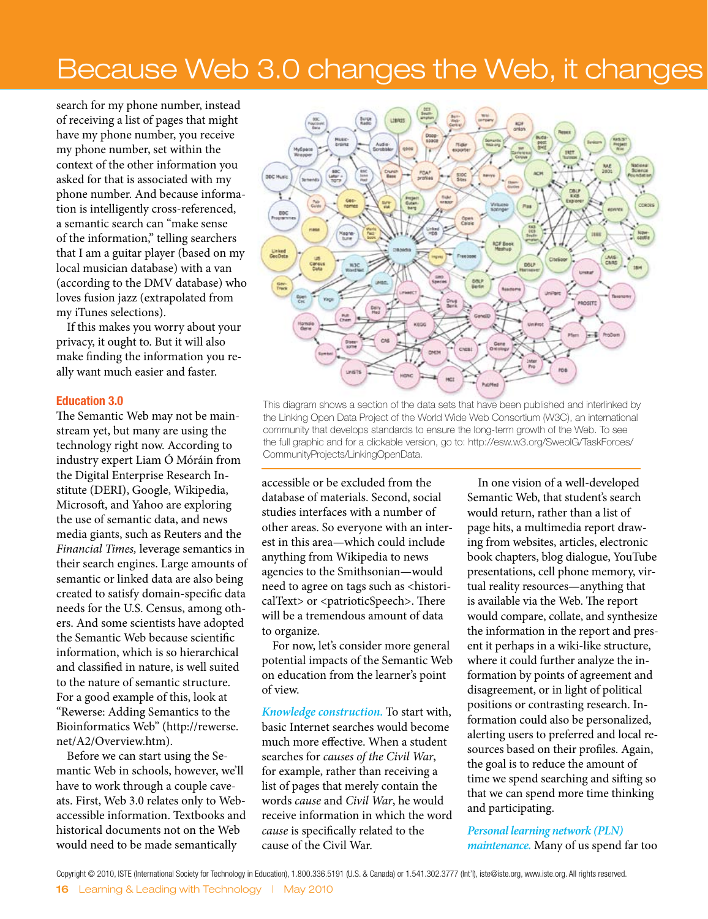search for my phone number, instead of receiving a list of pages that might have my phone number, you receive my phone number, set within the context of the other information you asked for that is associated with my phone number. And because information is intelligently cross-referenced, a semantic search can "make sense of the information," telling searchers that I am a guitar player (based on my local musician database) with a van (according to the DMV database) who loves fusion jazz (extrapolated from my iTunes selections).

If this makes you worry about your privacy, it ought to. But it will also make finding the information you really want much easier and faster.

### Education 3.0

The Semantic Web may not be mainstream yet, but many are using the technology right now. According to industry expert Liam Ó Móráin from the Digital Enterprise Research Institute (DERI), Google, Wikipedia, Microsoft, and Yahoo are exploring the use of semantic data, and news media giants, such as Reuters and the *Financial Times,* leverage semantics in their search engines. Large amounts of semantic or linked data are also being created to satisfy domain-specific data needs for the U.S. Census, among others. And some scientists have adopted the Semantic Web because scientific information, which is so hierarchical and classified in nature, is well suited to the nature of semantic structure. For a good example of this, look at "Rewerse: Adding Semantics to the Bioinformatics Web" (http://rewerse.net/A2/Overview.htm).

Before we can start using the Semantic Web in schools, however, we'll have to work through a couple caveats. First, Web 3.0 relates only to Web-accessible information. Textbooks and historical documents not on the Web would need to be made semantically accessible or be excluded from the database of materials. Second, social studies interfaces with a number of other areas. So everyone with an interest in this area—which could include anything from Wikipedia to news agencies to the Smithsonian—would need to agree on tags such as <historicalText> or <patrioticSpeech>. There will be a tremendous amount of data to organize.

This diagram shows a section of the data sets that have been published and interlinked by the Linking Open Data Project of the World Wide Web Consortium (W3C), an international community that develops standards to ensure the long-term growth of the Web. To see the full graphic and for a clickable version, go to: http://esw.w3.org/SweoIG/TaskForces/CommunityProjects/LinkingOpenData.

For now, let's consider more general potential impacts of the Semantic Web on education from the learner's point of view.

*Knowledge construction.* To start with, basic Internet searches would become much more effective. When a student searches for *causes of the Civil War*, for example, rather than receiving a list of pages that merely contain the words *cause* and *Civil War*, he would receive information in which the word *cause* is specifically related to the cause of the Civil War.

In one vision of a well-developed Semantic Web, that student's search would return, rather than a list of page hits, a multimedia report drawing from websites, articles, electronic book chapters, blog dialogue, YouTube presentations, cell phone memory, virtual reality resources—anything that is available via the Web. The report would compare, collate, and synthesize the information in the report and present it perhaps in a wiki-like structure, where it could further analyze the information by points of agreement and disagreement, or in light of political positions or contrasting research. Information could also be personalized, alerting users to preferred and local resources based on their profiles. Again, the goal is to reduce the amount of time we spend searching and sifting so that we can spend more time thinking and participating.

*Personal learning network (PLN) maintenance.* Many of us spend far too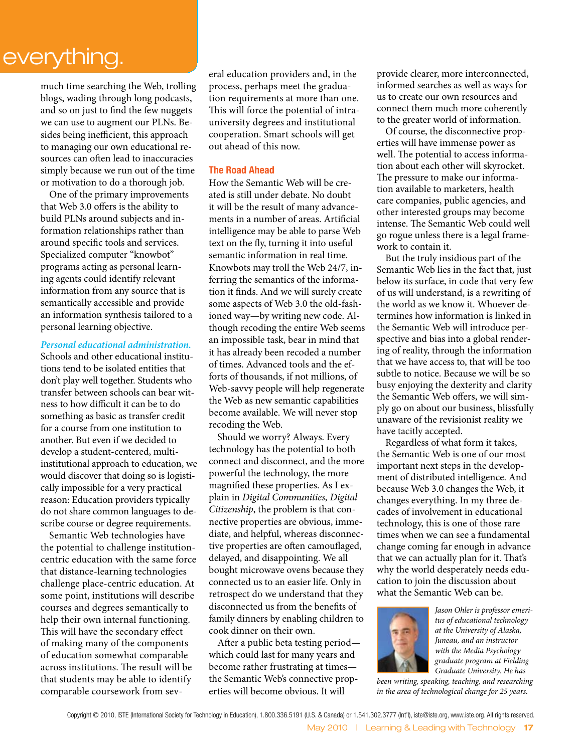everything.

much time searching the Web, trolling blogs, wading through long podcasts, and so on just to find the few nuggets we can use to augment our PLNs. Besides being inefficient, this approach to managing our own educational resources can often lead to inaccuracies simply because we run out of the time or motivation to do a thorough job.

One of the primary improvements that Web 3.0 offers is the ability to build PLNs around subjects and information relationships rather than around specific tools and services. Specialized computer "knowbot" programs acting as personal learning agents could identify relevant information from any source that is semantically accessible and provide an information synthesis tailored to a personal learning objective.

***Personal educational administration.*** Schools and other educational institutions tend to be isolated entities that don't play well together. Students who transfer between schools can bear witness to how difficult it can be to do something as basic as transfer credit for a course from one institution to another. But even if we decided to develop a student-centered, multi-institutional approach to education, we would discover that doing so is logistically impossible for a very practical reason: Education providers typically do not share common languages to describe course or degree requirements.

Semantic Web technologies have the potential to challenge institution-centric education with the same force that distance-learning technologies challenge place-centric education. At some point, institutions will describe courses and degrees semantically to help their own internal functioning. This will have the secondary effect of making many of the components of education somewhat comparable across institutions. The result will be that students may be able to identify comparable coursework from several education providers and, in the process, perhaps meet the graduation requirements at more than one. This will force the potential of intra-university degrees and institutional cooperation. Smart schools will get out ahead of this now.

## The Road Ahead

How the Semantic Web will be created is still under debate. No doubt it will be the result of many advancements in a number of areas. Artificial intelligence may be able to parse Web text on the fly, turning it into useful semantic information in real time. Knowbots may troll the Web 24/7, inferring the semantics of the information it finds. And we will surely create some aspects of Web 3.0 the old-fashioned way—by writing new code. Although recoding the entire Web seems an impossible task, bear in mind that it has already been recoded a number of times. Advanced tools and the efforts of thousands, if not millions, of Web-savvy people will help regenerate the Web as new semantic capabilities become available. We will never stop recoding the Web.

Should we worry? Always. Every technology has the potential to both connect and disconnect, and the more powerful the technology, the more magnified these properties. As I explain in *Digital Communities, Digital Citizenship*, the problem is that connective properties are obvious, immediate, and helpful, whereas disconnective properties are often camouflaged, delayed, and disappointing. We all bought microwave ovens because they connected us to an easier life. Only in retrospect do we understand that they disconnected us from the benefits of family dinners by enabling children to cook dinner on their own.

After a public beta testing period—which could last for many years and become rather frustrating at times—the Semantic Web's connective properties will become obvious. It will provide clearer, more interconnected, informed searches as well as ways for us to create our own resources and connect them much more coherently to the greater world of information.

Of course, the disconnective properties will have immense power as well. The potential to access information about each other will skyrocket. The pressure to make our information available to marketers, health care companies, public agencies, and other interested groups may become intense. The Semantic Web could well go rogue unless there is a legal framework to contain it.

But the truly insidious part of the Semantic Web lies in the fact that, just below its surface, in code that very few of us will understand, is a rewriting of the world as we know it. Whoever determines how information is linked in the Semantic Web will introduce perspective and bias into a global rendering of reality, through the information that we have access to, that will be too subtle to notice. Because we will be so busy enjoying the dexterity and clarity the Semantic Web offers, we will simply go on about our business, blissfully unaware of the revisionist reality we have tacitly accepted.

Regardless of what form it takes, the Semantic Web is one of our most important next steps in the development of distributed intelligence. And because Web 3.0 changes the Web, it changes everything. In my three decades of involvement in educational technology, this is one of those rare times when we can see a fundamental change coming far enough in advance that we can actually plan for it. That's why the world desperately needs education to join the discussion about what the Semantic Web can be.

*Jason Ohler is professor emeritus of educational technology at the University of Alaska, Juneau, and an instructor with the Media Psychology graduate program at Fielding Graduate University. He has been writing, speaking, teaching, and researching in the area of technological change for 25 years.*

Copyright © 2010, ISTE (International Society for Technology in Education), 1.800.336.5191 (U.S. & Canada) or 1.541.302.3777 (Int'l), iste@iste.org, www.iste.org. All rights reserved.